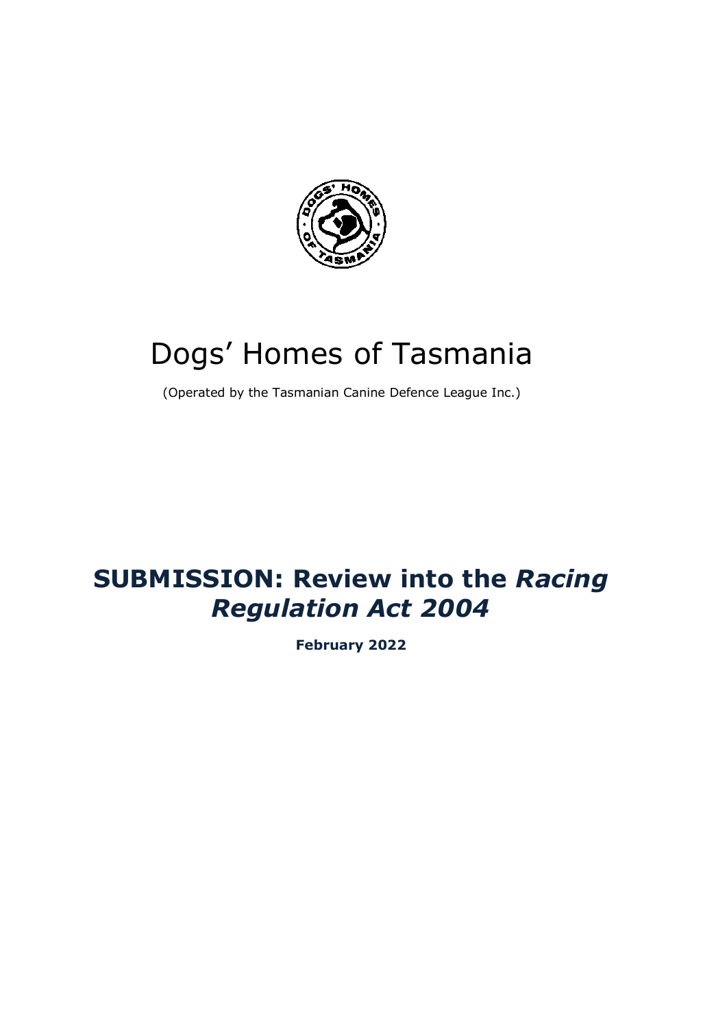# Dogs' Homes of Tasmania

(Operated by the Tasmanian Canine Defence League Inc.)

## SUBMISSION: Review into the *Racing Regulation Act 2004*

**February 2022**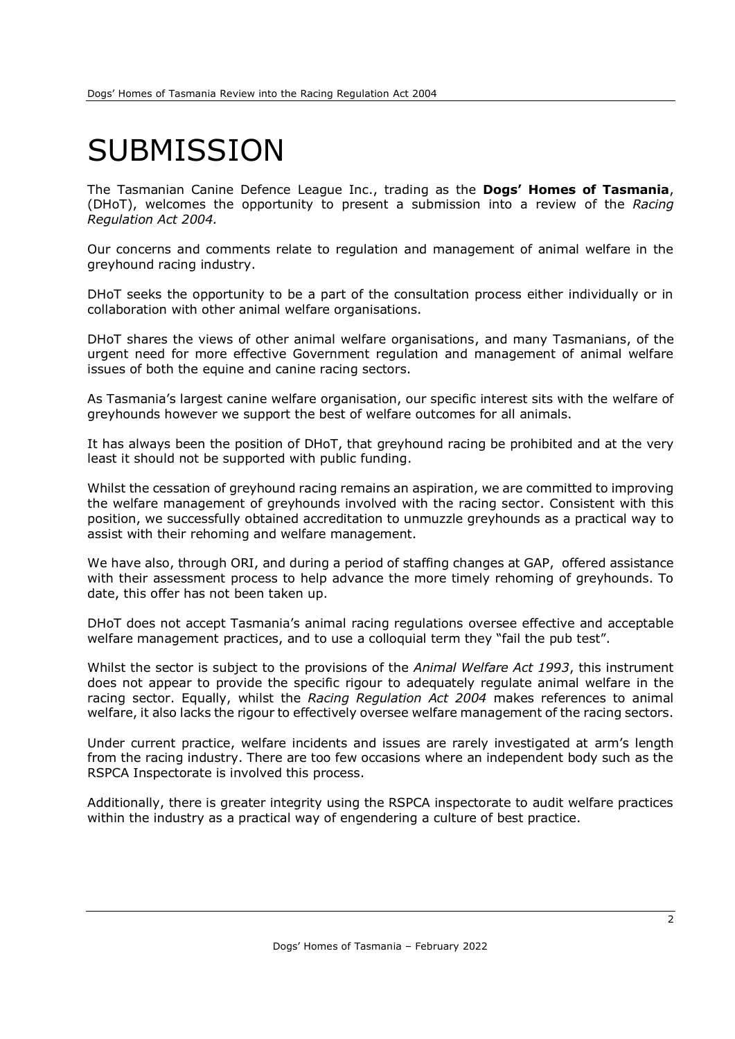# SUBMISSION

The Tasmanian Canine Defence League Inc., trading as the **Dogs' Homes of Tasmania**, (DHoT), welcomes the opportunity to present a submission into a review of the *Racing Regulation Act 2004.*

Our concerns and comments relate to regulation and management of animal welfare in the greyhound racing industry.

DHoT seeks the opportunity to be a part of the consultation process either individually or in collaboration with other animal welfare organisations.

DHoT shares the views of other animal welfare organisations, and many Tasmanians, of the urgent need for more effective Government regulation and management of animal welfare issues of both the equine and canine racing sectors.

As Tasmania's largest canine welfare organisation, our specific interest sits with the welfare of greyhounds however we support the best of welfare outcomes for all animals.

It has always been the position of DHoT, that greyhound racing be prohibited and at the very least it should not be supported with public funding.

Whilst the cessation of greyhound racing remains an aspiration, we are committed to improving the welfare management of greyhounds involved with the racing sector. Consistent with this position, we successfully obtained accreditation to unmuzzle greyhounds as a practical way to assist with their rehoming and welfare management.

We have also, through ORI, and during a period of staffing changes at GAP, offered assistance with their assessment process to help advance the more timely rehoming of greyhounds. To date, this offer has not been taken up.

DHoT does not accept Tasmania's animal racing regulations oversee effective and acceptable welfare management practices, and to use a colloquial term they "fail the pub test".

Whilst the sector is subject to the provisions of the *Animal Welfare Act 1993*, this instrument does not appear to provide the specific rigour to adequately regulate animal welfare in the racing sector. Equally, whilst the *Racing Regulation Act 2004* makes references to animal welfare, it also lacks the rigour to effectively oversee welfare management of the racing sectors.

Under current practice, welfare incidents and issues are rarely investigated at arm's length from the racing industry. There are too few occasions where an independent body such as the RSPCA Inspectorate is involved this process.

Additionally, there is greater integrity using the RSPCA inspectorate to audit welfare practices within the industry as a practical way of engendering a culture of best practice.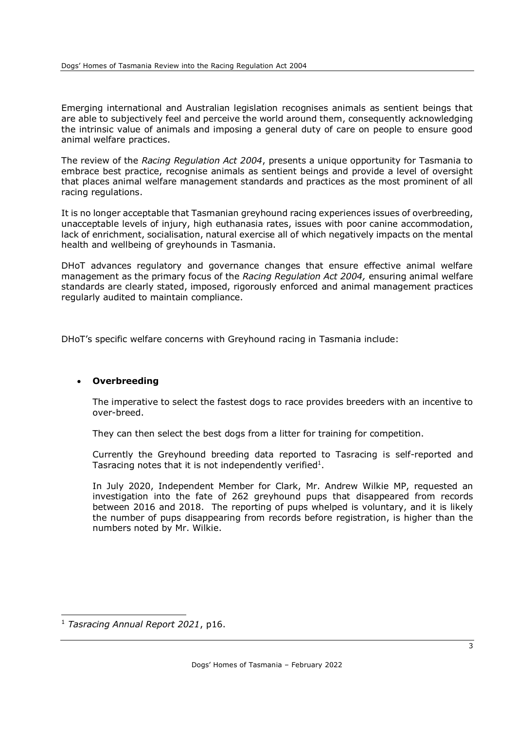Emerging international and Australian legislation recognises animals as sentient beings that are able to subjectively feel and perceive the world around them, consequently acknowledging the intrinsic value of animals and imposing a general duty of care on people to ensure good animal welfare practices.

The review of the *Racing Regulation Act 2004*, presents a unique opportunity for Tasmania to embrace best practice, recognise animals as sentient beings and provide a level of oversight that places animal welfare management standards and practices as the most prominent of all racing regulations.

It is no longer acceptable that Tasmanian greyhound racing experiences issues of overbreeding, unacceptable levels of injury, high euthanasia rates, issues with poor canine accommodation, lack of enrichment, socialisation, natural exercise all of which negatively impacts on the mental health and wellbeing of greyhounds in Tasmania.

DHoT advances regulatory and governance changes that ensure effective animal welfare management as the primary focus of the *Racing Regulation Act 2004,* ensuring animal welfare standards are clearly stated, imposed, rigorously enforced and animal management practices regularly audited to maintain compliance.

DHoT's specific welfare concerns with Greyhound racing in Tasmania include:

- **Overbreeding**

  The imperative to select the fastest dogs to race provides breeders with an incentive to over-breed.

  They can then select the best dogs from a litter for training for competition.

  Currently the Greyhound breeding data reported to Tasracing is self-reported and Tasracing notes that it is not independently verified[1].

  In July 2020, Independent Member for Clark, Mr. Andrew Wilkie MP, requested an investigation into the fate of 262 greyhound pups that disappeared from records between 2016 and 2018. The reporting of pups whelped is voluntary, and it is likely the number of pups disappearing from records before registration, is higher than the numbers noted by Mr. Wilkie.

[1] *Tasracing Annual Report 2021*, p16.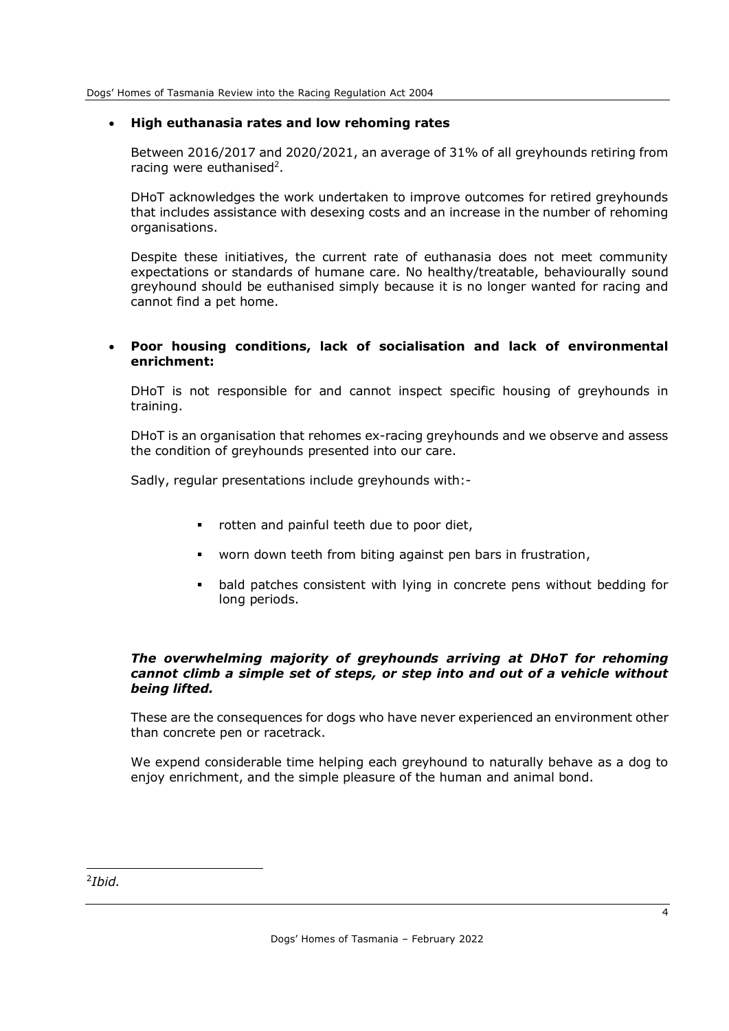- **High euthanasia rates and low rehoming rates**

  Between 2016/2017 and 2020/2021, an average of 31% of all greyhounds retiring from racing were euthanised[2].

  DHoT acknowledges the work undertaken to improve outcomes for retired greyhounds that includes assistance with desexing costs and an increase in the number of rehoming organisations.

  Despite these initiatives, the current rate of euthanasia does not meet community expectations or standards of humane care. No healthy/treatable, behaviourally sound greyhound should be euthanised simply because it is no longer wanted for racing and cannot find a pet home.

- **Poor housing conditions, lack of socialisation and lack of environmental enrichment:**

  DHoT is not responsible for and cannot inspect specific housing of greyhounds in training.

  DHoT is an organisation that rehomes ex-racing greyhounds and we observe and assess the condition of greyhounds presented into our care.

  Sadly, regular presentations include greyhounds with:-

  - rotten and painful teeth due to poor diet,
  - worn down teeth from biting against pen bars in frustration,
  - bald patches consistent with lying in concrete pens without bedding for long periods.

  ***The overwhelming majority of greyhounds arriving at DHoT for rehoming cannot climb a simple set of steps, or step into and out of a vehicle without being lifted.***

  These are the consequences for dogs who have never experienced an environment other than concrete pen or racetrack.

  We expend considerable time helping each greyhound to naturally behave as a dog to enjoy enrichment, and the simple pleasure of the human and animal bond.

---

[2] *Ibid.*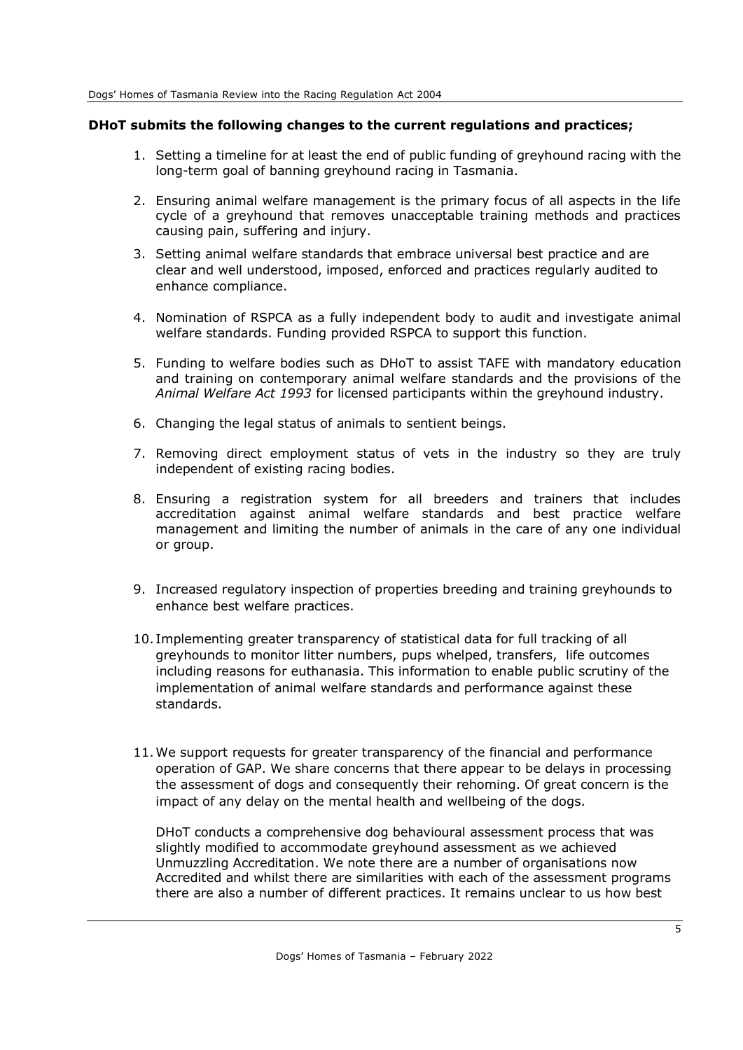**DHoT submits the following changes to the current regulations and practices;**

1. Setting a timeline for at least the end of public funding of greyhound racing with the long-term goal of banning greyhound racing in Tasmania.

2. Ensuring animal welfare management is the primary focus of all aspects in the life cycle of a greyhound that removes unacceptable training methods and practices causing pain, suffering and injury.

3. Setting animal welfare standards that embrace universal best practice and are clear and well understood, imposed, enforced and practices regularly audited to enhance compliance.

4. Nomination of RSPCA as a fully independent body to audit and investigate animal welfare standards. Funding provided RSPCA to support this function.

5. Funding to welfare bodies such as DHoT to assist TAFE with mandatory education and training on contemporary animal welfare standards and the provisions of the *Animal Welfare Act 1993* for licensed participants within the greyhound industry.

6. Changing the legal status of animals to sentient beings.

7. Removing direct employment status of vets in the industry so they are truly independent of existing racing bodies.

8. Ensuring a registration system for all breeders and trainers that includes accreditation against animal welfare standards and best practice welfare management and limiting the number of animals in the care of any one individual or group.

9. Increased regulatory inspection of properties breeding and training greyhounds to enhance best welfare practices.

10. Implementing greater transparency of statistical data for full tracking of all greyhounds to monitor litter numbers, pups whelped, transfers, life outcomes including reasons for euthanasia. This information to enable public scrutiny of the implementation of animal welfare standards and performance against these standards.

11. We support requests for greater transparency of the financial and performance operation of GAP. We share concerns that there appear to be delays in processing the assessment of dogs and consequently their rehoming. Of great concern is the impact of any delay on the mental health and wellbeing of the dogs.

    DHoT conducts a comprehensive dog behavioural assessment process that was slightly modified to accommodate greyhound assessment as we achieved Unmuzzling Accreditation. We note there are a number of organisations now Accredited and whilst there are similarities with each of the assessment programs there are also a number of different practices. It remains unclear to us how best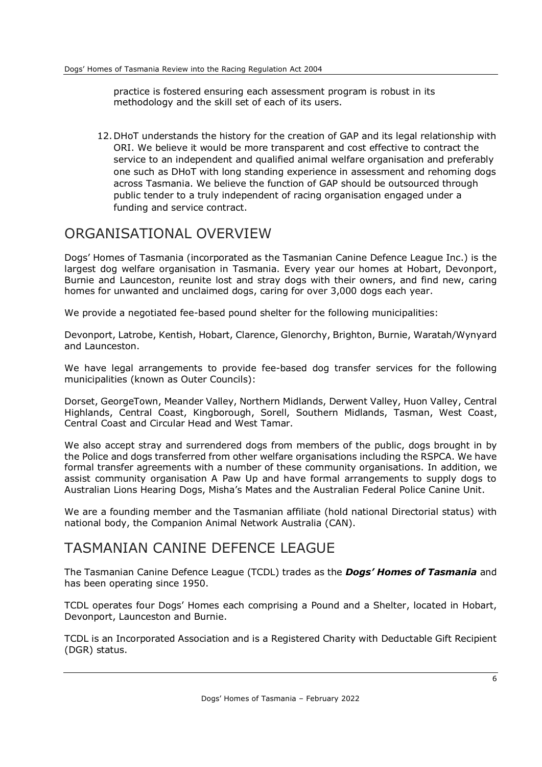practice is fostered ensuring each assessment program is robust in its methodology and the skill set of each of its users.

12. DHoT understands the history for the creation of GAP and its legal relationship with ORI. We believe it would be more transparent and cost effective to contract the service to an independent and qualified animal welfare organisation and preferably one such as DHoT with long standing experience in assessment and rehoming dogs across Tasmania. We believe the function of GAP should be outsourced through public tender to a truly independent of racing organisation engaged under a funding and service contract.

# ORGANISATIONAL OVERVIEW

Dogs' Homes of Tasmania (incorporated as the Tasmanian Canine Defence League Inc.) is the largest dog welfare organisation in Tasmania. Every year our homes at Hobart, Devonport, Burnie and Launceston, reunite lost and stray dogs with their owners, and find new, caring homes for unwanted and unclaimed dogs, caring for over 3,000 dogs each year.

We provide a negotiated fee-based pound shelter for the following municipalities:

Devonport, Latrobe, Kentish, Hobart, Clarence, Glenorchy, Brighton, Burnie, Waratah/Wynyard and Launceston.

We have legal arrangements to provide fee-based dog transfer services for the following municipalities (known as Outer Councils):

Dorset, GeorgeTown, Meander Valley, Northern Midlands, Derwent Valley, Huon Valley, Central Highlands, Central Coast, Kingborough, Sorell, Southern Midlands, Tasman, West Coast, Central Coast and Circular Head and West Tamar.

We also accept stray and surrendered dogs from members of the public, dogs brought in by the Police and dogs transferred from other welfare organisations including the RSPCA. We have formal transfer agreements with a number of these community organisations. In addition, we assist community organisation A Paw Up and have formal arrangements to supply dogs to Australian Lions Hearing Dogs, Misha's Mates and the Australian Federal Police Canine Unit.

We are a founding member and the Tasmanian affiliate (hold national Directorial status) with national body, the Companion Animal Network Australia (CAN).

# TASMANIAN CANINE DEFENCE LEAGUE

The Tasmanian Canine Defence League (TCDL) trades as the ***Dogs' Homes of Tasmania*** and has been operating since 1950.

TCDL operates four Dogs' Homes each comprising a Pound and a Shelter, located in Hobart, Devonport, Launceston and Burnie.

TCDL is an Incorporated Association and is a Registered Charity with Deductable Gift Recipient (DGR) status.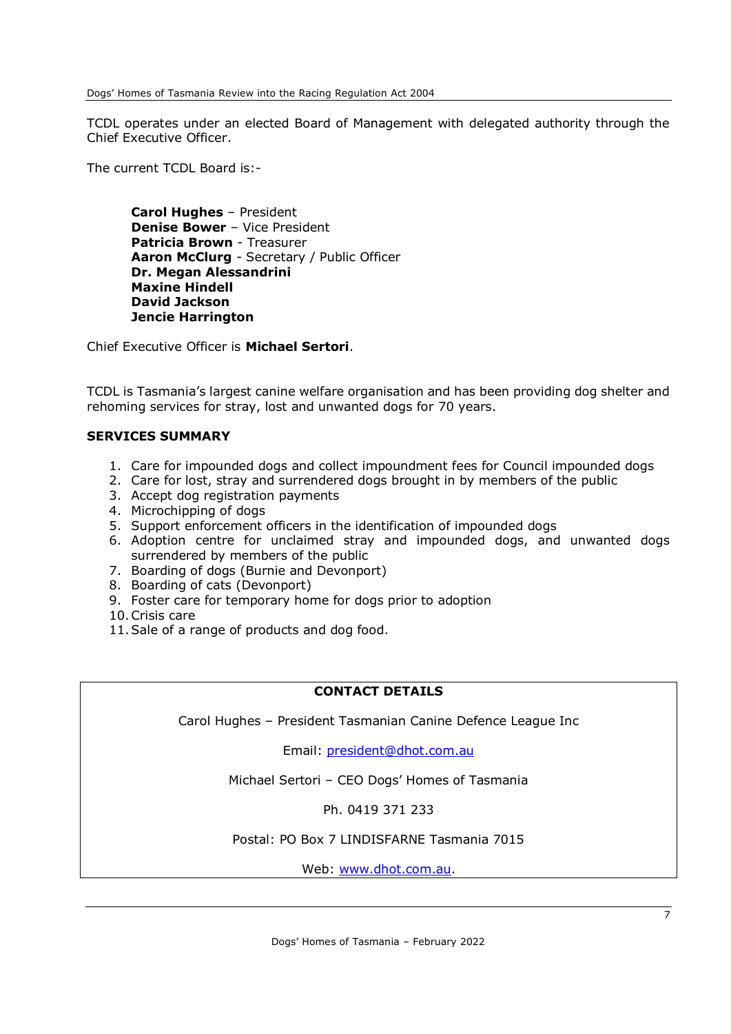TCDL operates under an elected Board of Management with delegated authority through the Chief Executive Officer.

The current TCDL Board is:-

**Carol Hughes** – President
**Denise Bower** – Vice President
**Patricia Brown** - Treasurer
**Aaron McClurg** - Secretary / Public Officer
**Dr. Megan Alessandrini**
**Maxine Hindell**
**David Jackson**
**Jencie Harrington**

Chief Executive Officer is **Michael Sertori**.

TCDL is Tasmania's largest canine welfare organisation and has been providing dog shelter and rehoming services for stray, lost and unwanted dogs for 70 years.

**SERVICES SUMMARY**

1. Care for impounded dogs and collect impoundment fees for Council impounded dogs
2. Care for lost, stray and surrendered dogs brought in by members of the public
3. Accept dog registration payments
4. Microchipping of dogs
5. Support enforcement officers in the identification of impounded dogs
6. Adoption centre for unclaimed stray and impounded dogs, and unwanted dogs surrendered by members of the public
7. Boarding of dogs (Burnie and Devonport)
8. Boarding of cats (Devonport)
9. Foster care for temporary home for dogs prior to adoption
10. Crisis care
11. Sale of a range of products and dog food.

**CONTACT DETAILS**

Carol Hughes – President Tasmanian Canine Defence League Inc

Email: president@dhot.com.au

Michael Sertori – CEO Dogs' Homes of Tasmania

Ph. 0419 371 233

Postal: PO Box 7 LINDISFARNE Tasmania 7015

Web: www.dhot.com.au.